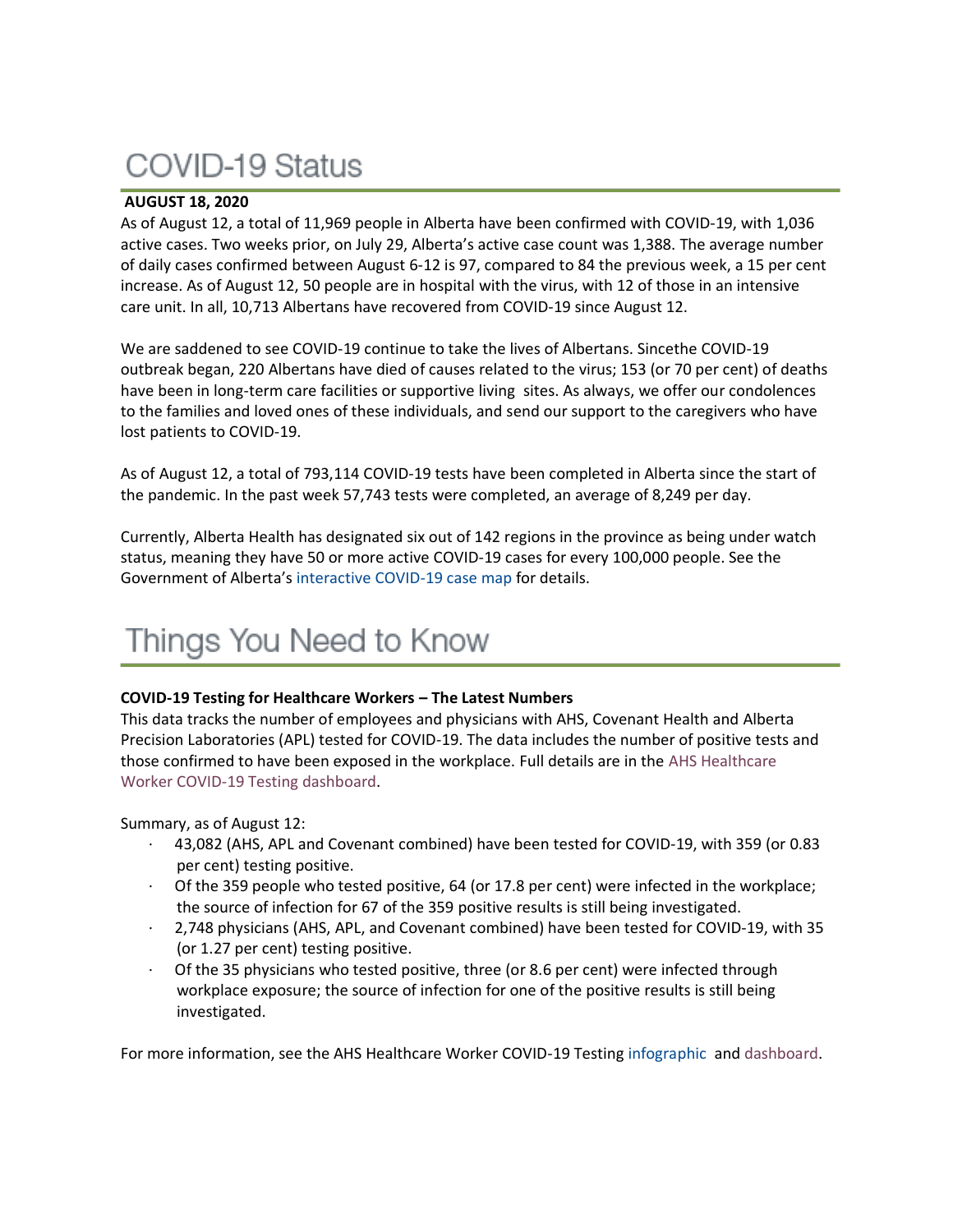# COVID-19 Status

**AUGUST 18, 2020**

As of August 12, a total of 11,969 people in Alberta have been confirmed with COVID-19, with 1,036 active cases. Two weeks prior, on July 29, Alberta's active case count was 1,388. The average number of daily cases confirmed between August 6-12 is 97, compared to 84 the previous week, a 15 per cent increase. As of August 12, 50 people are in hospital with the virus, with 12 of those in an intensive care unit. In all, 10,713 Albertans have recovered from COVID-19 since August 12.

We are saddened to see COVID-19 continue to take the lives of Albertans. Sincethe COVID-19 outbreak began, 220 Albertans have died of causes related to the virus; 153 (or 70 per cent) of deaths have been in long-term care facilities or supportive living sites. As always, we offer our condolences to the families and loved ones of these individuals, and send our support to the caregivers who have lost patients to COVID-19.

As of August 12, a total of 793,114 COVID-19 tests have been completed in Alberta since the start of the pandemic. In the past week 57,743 tests were completed, an average of 8,249 per day.

Currently, Alberta Health has designated six out of 142 regions in the province as being under watch status, meaning they have 50 or more active COVID-19 cases for every 100,000 people. See the Government of Alberta's interactive COVID-19 case map for details.

# Things You Need to Know

**COVID-19 Testing for Healthcare Workers – The Latest Numbers**

This data tracks the number of employees and physicians with AHS, Covenant Health and Alberta Precision Laboratories (APL) tested for COVID-19. The data includes the number of positive tests and those confirmed to have been exposed in the workplace. Full details are in the AHS Healthcare Worker COVID-19 Testing dashboard.

Summary, as of August 12:

- 43,082 (AHS, APL and Covenant combined) have been tested for COVID-19, with 359 (or 0.83 per cent) testing positive.
- Of the 359 people who tested positive, 64 (or 17.8 per cent) were infected in the workplace; the source of infection for 67 of the 359 positive results is still being investigated.
- 2,748 physicians (AHS, APL, and Covenant combined) have been tested for COVID-19, with 35 (or 1.27 per cent) testing positive.
- Of the 35 physicians who tested positive, three (or 8.6 per cent) were infected through workplace exposure; the source of infection for one of the positive results is still being investigated.

For more information, see the AHS Healthcare Worker COVID-19 Testing infographic and dashboard.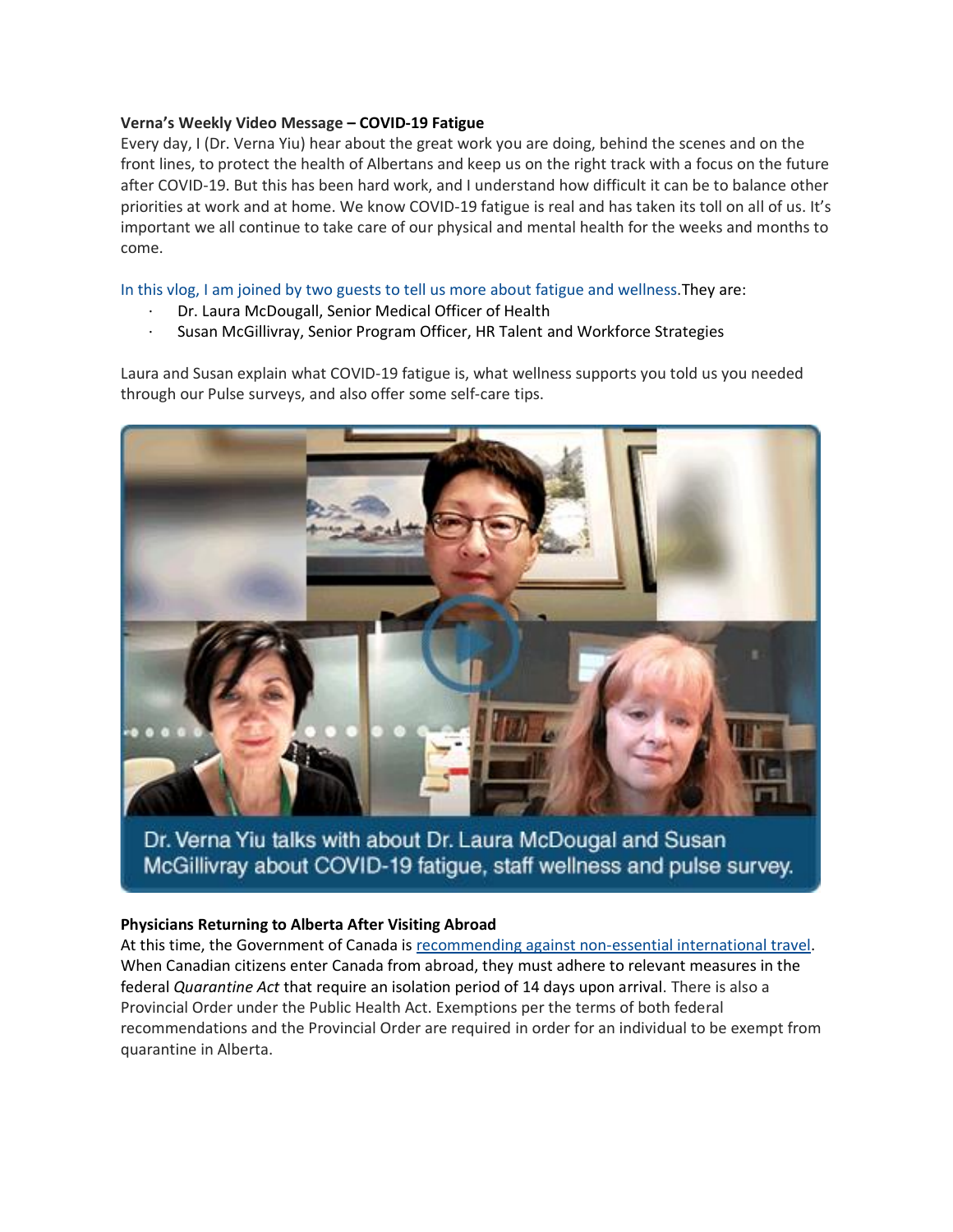**Verna's Weekly Video Message – COVID-19 Fatigue**

Every day, I (Dr. Verna Yiu) hear about the great work you are doing, behind the scenes and on the front lines, to protect the health of Albertans and keep us on the right track with a focus on the future after COVID-19. But this has been hard work, and I understand how difficult it can be to balance other priorities at work and at home. We know COVID-19 fatigue is real and has taken its toll on all of us. It's important we all continue to take care of our physical and mental health for the weeks and months to come.

In this vlog, I am joined by two guests to tell us more about fatigue and wellness.They are:

- Dr. Laura McDougall, Senior Medical Officer of Health
- Susan McGillivray, Senior Program Officer, HR Talent and Workforce Strategies

Laura and Susan explain what COVID-19 fatigue is, what wellness supports you told us you needed through our Pulse surveys, and also offer some self-care tips.

Dr. Verna Yiu talks with about Dr. Laura McDougal and Susan McGillivray about COVID-19 fatigue, staff wellness and pulse survey.

**Physicians Returning to Alberta After Visiting Abroad**

At this time, the Government of Canada is recommending against non-essential international travel. When Canadian citizens enter Canada from abroad, they must adhere to relevant measures in the federal *Quarantine Act* that require an isolation period of 14 days upon arrival. There is also a Provincial Order under the Public Health Act. Exemptions per the terms of both federal recommendations and the Provincial Order are required in order for an individual to be exempt from quarantine in Alberta.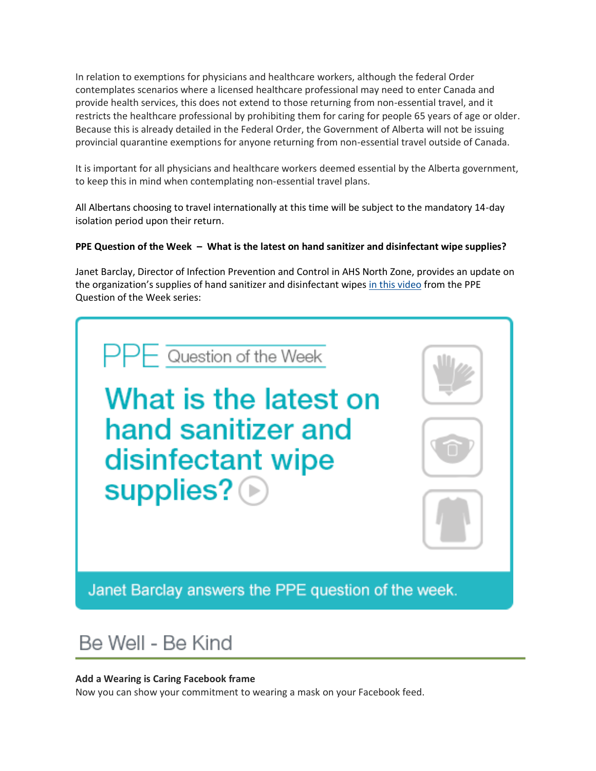In relation to exemptions for physicians and healthcare workers, although the federal Order contemplates scenarios where a licensed healthcare professional may need to enter Canada and provide health services, this does not extend to those returning from non-essential travel, and it restricts the healthcare professional by prohibiting them for caring for people 65 years of age or older. Because this is already detailed in the Federal Order, the Government of Alberta will not be issuing provincial quarantine exemptions for anyone returning from non-essential travel outside of Canada.

It is important for all physicians and healthcare workers deemed essential by the Alberta government, to keep this in mind when contemplating non-essential travel plans.

All Albertans choosing to travel internationally at this time will be subject to the mandatory 14-day isolation period upon their return.

**PPE Question of the Week – What is the latest on hand sanitizer and disinfectant wipe supplies?**

Janet Barclay, Director of Infection Prevention and Control in AHS North Zone, provides an update on the organization's supplies of hand sanitizer and disinfectant wipes in this video from the PPE Question of the Week series:

PPE Question of the Week

What is the latest on hand sanitizer and disinfectant wipe supplies?

Janet Barclay answers the PPE question of the week.

## Be Well - Be Kind

**Add a Wearing is Caring Facebook frame**
Now you can show your commitment to wearing a mask on your Facebook feed.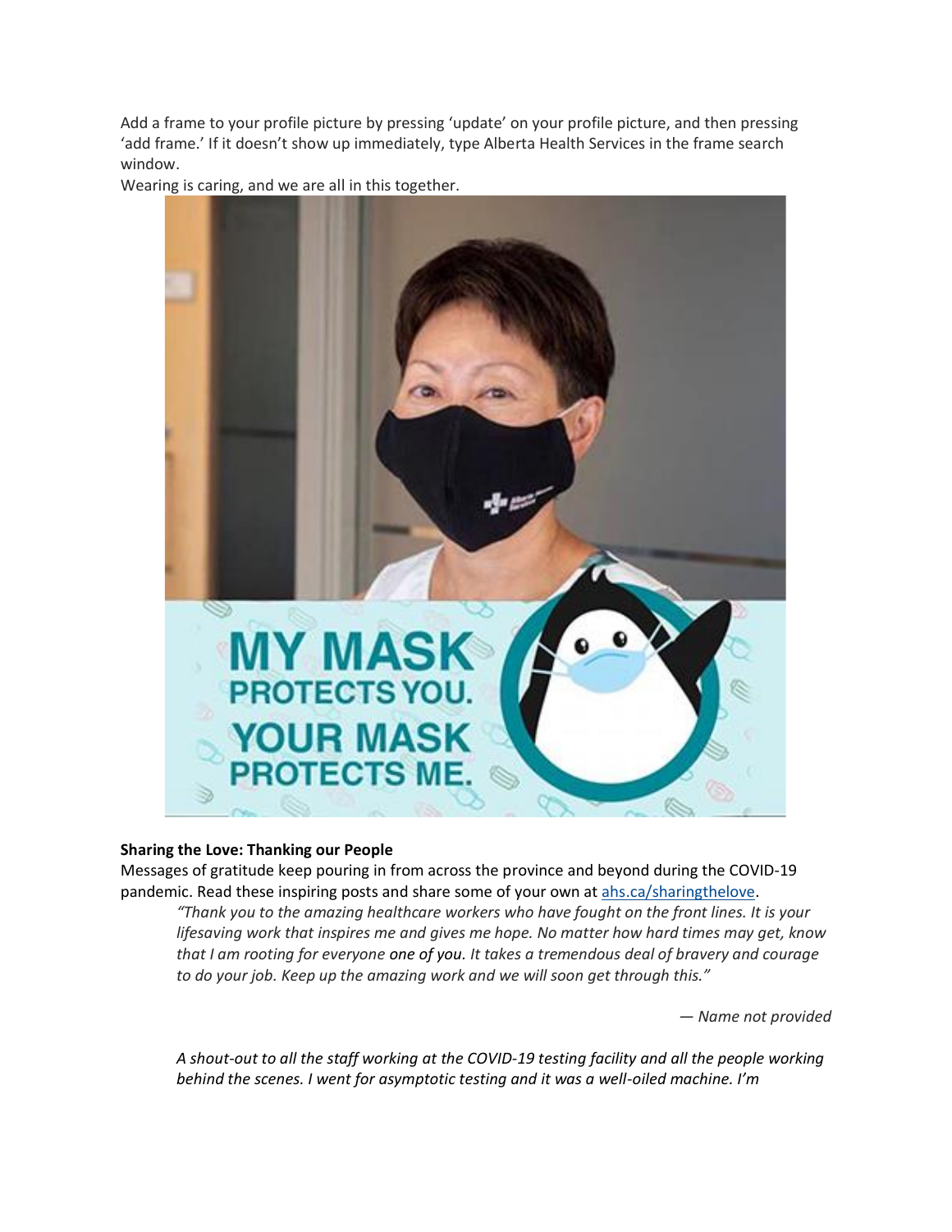Add a frame to your profile picture by pressing 'update' on your profile picture, and then pressing 'add frame.' If it doesn't show up immediately, type Alberta Health Services in the frame search window.

Wearing is caring, and we are all in this together.

**Sharing the Love: Thanking our People**

Messages of gratitude keep pouring in from across the province and beyond during the COVID-19 pandemic. Read these inspiring posts and share some of your own at [ahs.ca/sharingthelove](ahs.ca/sharingthelove).

> *"Thank you to the amazing healthcare workers who have fought on the front lines. It is your lifesaving work that inspires me and gives me hope. No matter how hard times may get, know that I am rooting for everyone* one of you*. It takes a tremendous deal of bravery and courage to do your job. Keep up the amazing work and we will soon get through this."*
>
> *— Name not provided*

> *A shout-out to all the staff working at the COVID-19 testing facility and all the people working behind the scenes. I went for asymptotic testing and it was a well-oiled machine. I'm*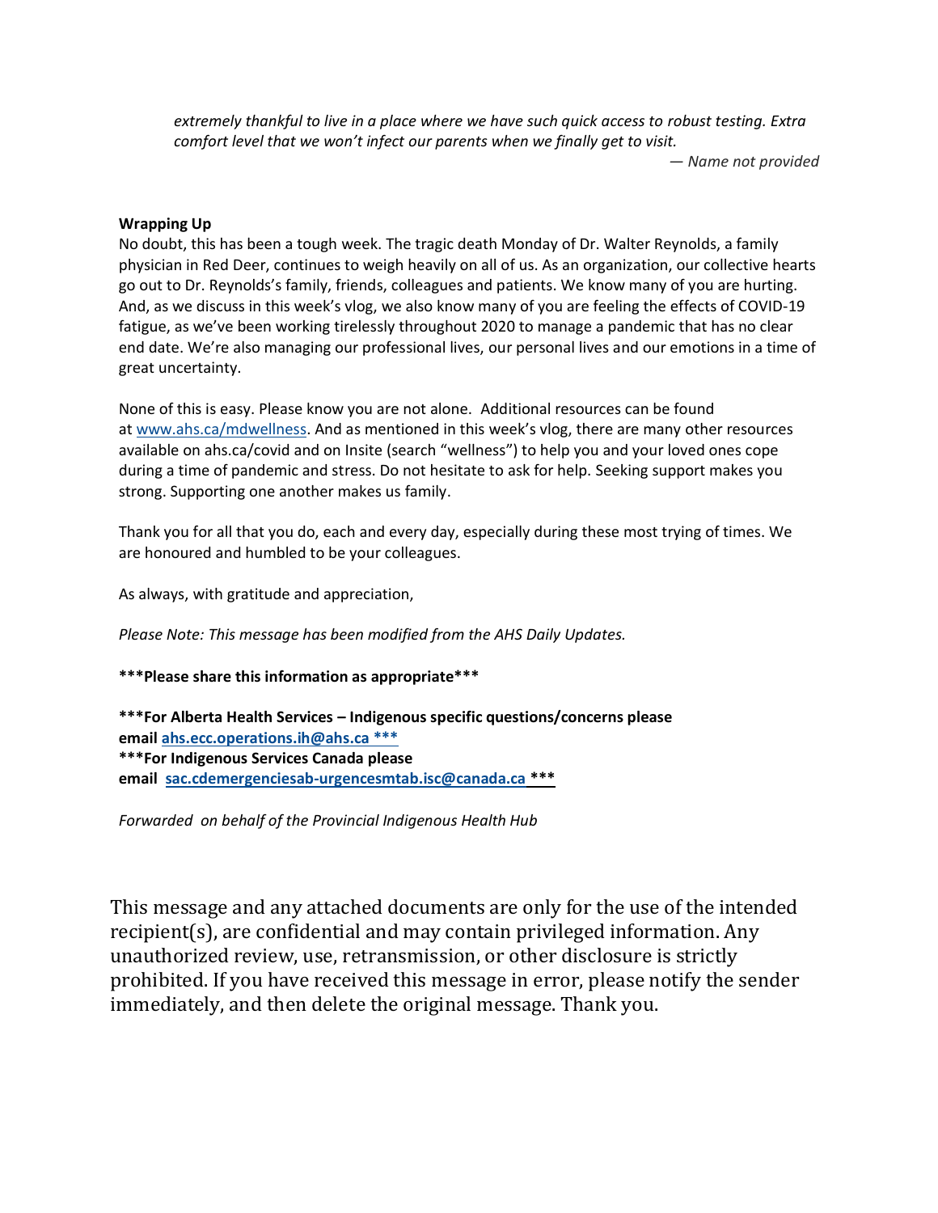*extremely thankful to live in a place where we have such quick access to robust testing. Extra comfort level that we won't infect our parents when we finally get to visit.*

*— Name not provided*

**Wrapping Up**

No doubt, this has been a tough week. The tragic death Monday of Dr. Walter Reynolds, a family physician in Red Deer, continues to weigh heavily on all of us. As an organization, our collective hearts go out to Dr. Reynolds's family, friends, colleagues and patients. We know many of you are hurting. And, as we discuss in this week's vlog, we also know many of you are feeling the effects of COVID-19 fatigue, as we've been working tirelessly throughout 2020 to manage a pandemic that has no clear end date. We're also managing our professional lives, our personal lives and our emotions in a time of great uncertainty.

None of this is easy. Please know you are not alone. Additional resources can be found at www.ahs.ca/mdwellness. And as mentioned in this week's vlog, there are many other resources available on ahs.ca/covid and on Insite (search "wellness") to help you and your loved ones cope during a time of pandemic and stress. Do not hesitate to ask for help. Seeking support makes you strong. Supporting one another makes us family.

Thank you for all that you do, each and every day, especially during these most trying of times. We are honoured and humbled to be your colleagues.

As always, with gratitude and appreciation,

*Please Note: This message has been modified from the AHS Daily Updates.*

**\*\*\*Please share this information as appropriate\*\*\***

**\*\*\*For Alberta Health Services – Indigenous specific questions/concerns please email ahs.ecc.operations.ih@ahs.ca \*\*\***
**\*\*\*For Indigenous Services Canada please email sac.cdemergenciesab-urgencesmtab.isc@canada.ca \*\*\***

*Forwarded on behalf of the Provincial Indigenous Health Hub*

This message and any attached documents are only for the use of the intended recipient(s), are confidential and may contain privileged information. Any unauthorized review, use, retransmission, or other disclosure is strictly prohibited. If you have received this message in error, please notify the sender immediately, and then delete the original message. Thank you.